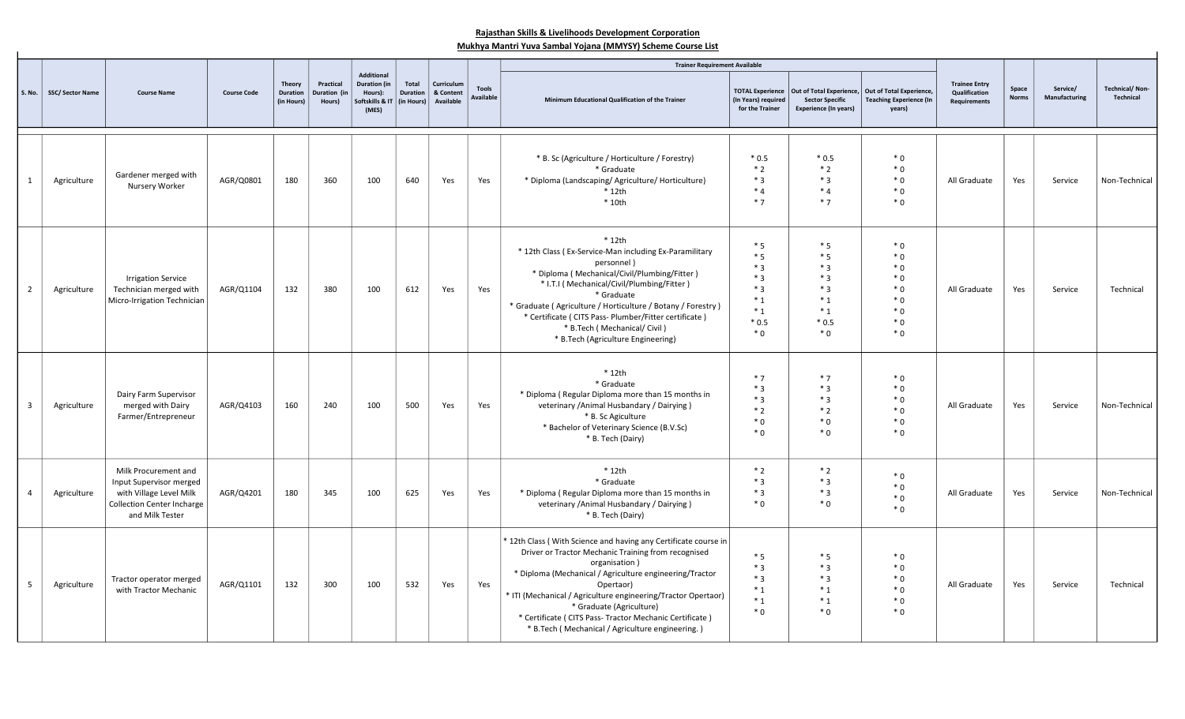**Rajasthan Skills & Livelihoods Development Corporation**

**Mukhya Mantri Yuva Sambal Yojana (MMYSY) Scheme Course List**

| S. No. | SSC/ Sector Name | Course Name | Course Code | Theory Duration (in Hours) | Practical Duration (in Hours) | Additional Duration (in Hours): Softskills & IT (MES) | Total Duration (in Hours) | Curriculum & Content Available | Tools Available | Trainer Requirement Available | | | | Trainee Entry Qualification Requirements | Space Norms | Service/ Manufacturing | Technical/ Non-Technical |
|---|---|---|---|---|---|---|---|---|---|---|---|---|---|---|---|---|---|
| | | | | | | | | | | Minimum Educational Qualification of the Trainer | TOTAL Experience (In Years) required for the Trainer | Out of Total Experience, Sector Specific Experience (in years) | Out of Total Experience, Teaching Experience (In years) | | | | |
| 1 | Agriculture | Gardener merged with Nursery Worker | AGR/Q0801 | 180 | 360 | 100 | 640 | Yes | Yes | * B. Sc (Agriculture / Horticulture / Forestry)<br>* Graduate<br>* Diploma (Landscaping/ Agriculture/ Horticulture)<br>* 12th<br>* 10th | * 0.5<br>* 2<br>* 3<br>* 4<br>* 7 | * 0.5<br>* 2<br>* 3<br>* 4<br>* 7 | * 0<br>* 0<br>* 0<br>* 0<br>* 0 | All Graduate | Yes | Service | Non-Technical |
| 2 | Agriculture | Irrigation Service Technician merged with Micro-Irrigation Technician | AGR/Q1104 | 132 | 380 | 100 | 612 | Yes | Yes | * 12th<br>* 12th Class ( Ex-Service-Man including Ex-Paramilitary personnel )<br>* Diploma ( Mechanical/Civil/Plumbing/Fitter )<br>* I.T.I ( Mechanical/Civil/Plumbing/Fitter )<br>* Graduate<br>* Graduate ( Agriculture / Horticulture / Botany / Forestry )<br>* Certificate ( CITS Pass- Plumber/Fitter certificate )<br>* B.Tech ( Mechanical/ Civil )<br>* B.Tech (Agriculture Engineering) | * 5<br>* 5<br>* 3<br>* 3<br>* 3<br>* 1<br>* 1<br>* 0.5<br>* 0 | * 5<br>* 5<br>* 3<br>* 3<br>* 3<br>* 1<br>* 1<br>* 0.5<br>* 0 | * 0<br>* 0<br>* 0<br>* 0<br>* 0<br>* 0<br>* 0<br>* 0<br>* 0 | All Graduate | Yes | Service | Technical |
| 3 | Agriculture | Dairy Farm Supervisor merged with Dairy Farmer/Entrepreneur | AGR/Q4103 | 160 | 240 | 100 | 500 | Yes | Yes | * 12th<br>* Graduate<br>* Diploma ( Regular Diploma more than 15 months in veterinary /Animal Husbandary / Dairying )<br>* B. Sc Agiculture<br>* Bachelor of Veterinary Science (B.V.Sc)<br>* B. Tech (Dairy) | * 7<br>* 3<br>* 3<br>* 2<br>* 0<br>* 0 | * 7<br>* 3<br>* 3<br>* 2<br>* 0<br>* 0 | * 0<br>* 0<br>* 0<br>* 0<br>* 0<br>* 0 | All Graduate | Yes | Service | Non-Technical |
| 4 | Agriculture | Milk Procurement and Input Supervisor merged with Village Level Milk Collection Center Incharge and Milk Tester | AGR/Q4201 | 180 | 345 | 100 | 625 | Yes | Yes | * 12th<br>* Graduate<br>* Diploma ( Regular Diploma more than 15 months in veterinary /Animal Husbandary / Dairying )<br>* B. Tech (Dairy) | * 2<br>* 3<br>* 3<br>* 0 | * 2<br>* 3<br>* 3<br>* 0 | * 0<br>* 0<br>* 0<br>* 0 | All Graduate | Yes | Service | Non-Technical |
| 5 | Agriculture | Tractor operator merged with Tractor Mechanic | AGR/Q1101 | 132 | 300 | 100 | 532 | Yes | Yes | * 12th Class ( With Science and having any Certificate course in Driver or Tractor Mechanic Training from recognised organisation )<br>* Diploma (Mechanical / Agriculture engineering/Tractor Opertaor)<br>* ITI (Mechanical / Agriculture engineering/Tractor Opertaor)<br>* Graduate (Agriculture)<br>* Certificate ( CITS Pass- Tractor Mechanic Certificate )<br>* B.Tech ( Mechanical / Agriculture engineering. ) | * 5<br>* 3<br>* 3<br>* 1<br>* 1<br>* 0 | * 5<br>* 3<br>* 3<br>* 1<br>* 1<br>* 0 | * 0<br>* 0<br>* 0<br>* 0<br>* 0<br>* 0 | All Graduate | Yes | Service | Technical |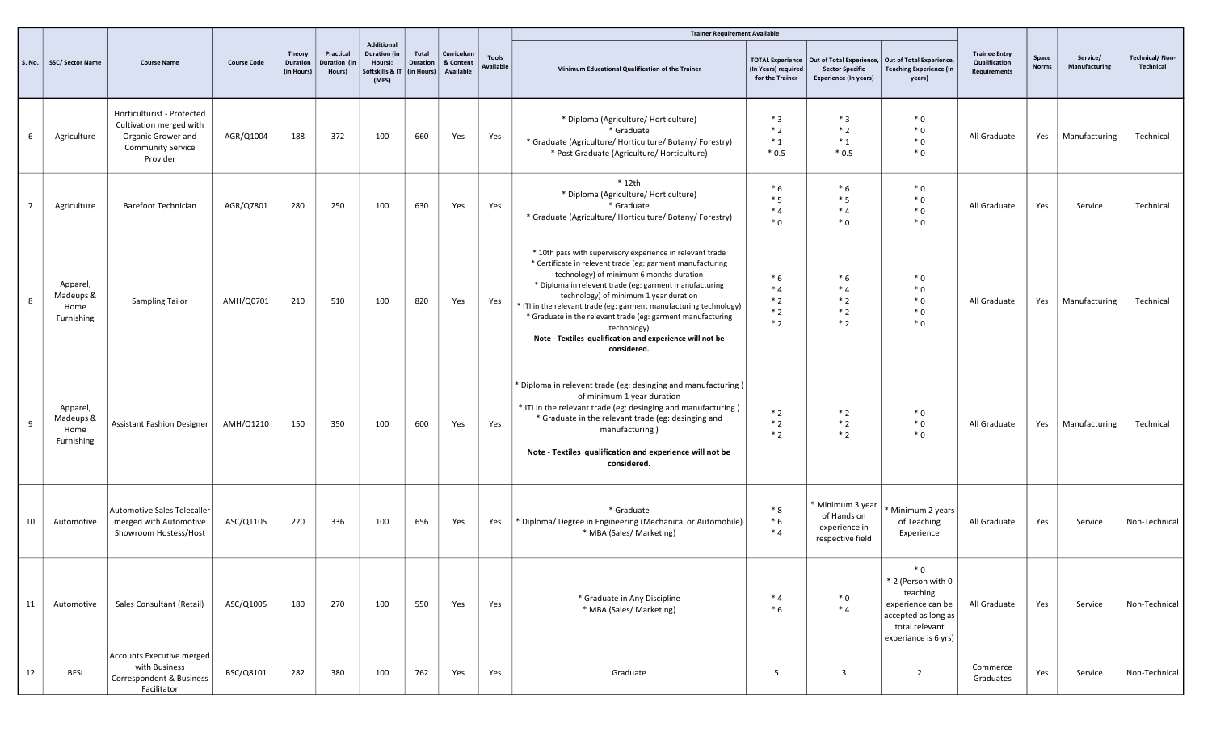| S. No. | SSC/ Sector Name | Course Name | Course Code | Theory Duration (in Hours) | Practical Duration (in Hours) | Additional Duration (in Hours): Softskills & IT (MES) | Total Duration (in Hours) | Curriculum & Content Available | Tools Available | Trainer Requirement Available | | | | Trainee Entry Qualification Requirements | Space Norms | Service/ Manufacturing | Technical/ Non-Technical |
|---|---|---|---|---|---|---|---|---|---|---|---|---|---|---|---|---|---|
| | | | | | | | | | | Minimum Educational Qualification of the Trainer | TOTAL Experience (In Years) required for the Trainer | Out of Total Experience, Sector Specific Experience (In years) | Out of Total Experience, Teaching Experience (In years) | | | | |
| 6 | Agriculture | Horticulturist - Protected Cultivation merged with Organic Grower and Community Service Provider | AGR/Q1004 | 188 | 372 | 100 | 660 | Yes | Yes | * Diploma (Agriculture/ Horticulture)<br>* Graduate<br>* Graduate (Agriculture/ Horticulture/ Botany/ Forestry)<br>* Post Graduate (Agriculture/ Horticulture) | * 3<br>* 2<br>* 1<br>* 0.5 | * 3<br>* 2<br>* 1<br>* 0.5 | * 0<br>* 0<br>* 0<br>* 0 | All Graduate | Yes | Manufacturing | Technical |
| 7 | Agriculture | Barefoot Technician | AGR/Q7801 | 280 | 250 | 100 | 630 | Yes | Yes | * 12th<br>* Diploma (Agriculture/ Horticulture)<br>* Graduate<br>* Graduate (Agriculture/ Horticulture/ Botany/ Forestry) | * 6<br>* 5<br>* 4<br>* 0 | * 6<br>* 5<br>* 4<br>* 0 | * 0<br>* 0<br>* 0<br>* 0 | All Graduate | Yes | Service | Technical |
| 8 | Apparel, Madeups & Home Furnishing | Sampling Tailor | AMH/Q0701 | 210 | 510 | 100 | 820 | Yes | Yes | * 10th pass with supervisory experience in relevant trade<br>* Certificate in relevent trade (eg: garment manufacturing technology) of minimum 6 months duration<br>* Diploma in relevent trade (eg: garment manufacturing technology) of minimum 1 year duration<br>* ITI in the relevant trade (eg: garment manufacturing technology)<br>* Graduate in the relevant trade (eg: garment manufacturing technology)<br>**Note - Textiles qualification and experience will not be considered.** | * 6<br>* 4<br>* 2<br>* 2<br>* 2 | * 6<br>* 4<br>* 2<br>* 2<br>* 2 | * 0<br>* 0<br>* 0<br>* 0<br>* 0 | All Graduate | Yes | Manufacturing | Technical |
| 9 | Apparel, Madeups & Home Furnishing | Assistant Fashion Designer | AMH/Q1210 | 150 | 350 | 100 | 600 | Yes | Yes | * Diploma in relevent trade (eg: desinging and manufacturing ) of minimum 1 year duration<br>* ITI in the relevant trade (eg: desinging and manufacturing )<br>* Graduate in the relevant trade (eg: desinging and manufacturing )<br>**Note - Textiles qualification and experience will not be considered.** | * 2<br>* 2<br>* 2 | * 2<br>* 2<br>* 2 | * 0<br>* 0<br>* 0 | All Graduate | Yes | Manufacturing | Technical |
| 10 | Automotive | Automotive Sales Telecaller merged with Automotive Showroom Hostess/Host | ASC/Q1105 | 220 | 336 | 100 | 656 | Yes | Yes | * Graduate<br>* Diploma/ Degree in Engineering (Mechanical or Automobile)<br>* MBA (Sales/ Marketing) | * 8<br>* 6<br>* 4 | * Minimum 3 year of Hands on experience in respective field | * Minimum 2 years of Teaching Experience | All Graduate | Yes | Service | Non-Technical |
| 11 | Automotive | Sales Consultant (Retail) | ASC/Q1005 | 180 | 270 | 100 | 550 | Yes | Yes | * Graduate in Any Discipline<br>* MBA (Sales/ Marketing) | * 4<br>* 6 | * 0<br>* 4 | * 0<br>* 2 (Person with 0 teaching experience can be accepted as long as total relevant experiance is 6 yrs) | All Graduate | Yes | Service | Non-Technical |
| 12 | BFSI | Accounts Executive merged with Business Correspondent & Business Facilitator | BSC/Q8101 | 282 | 380 | 100 | 762 | Yes | Yes | Graduate | 5 | 3 | 2 | Commerce Graduates | Yes | Service | Non-Technical |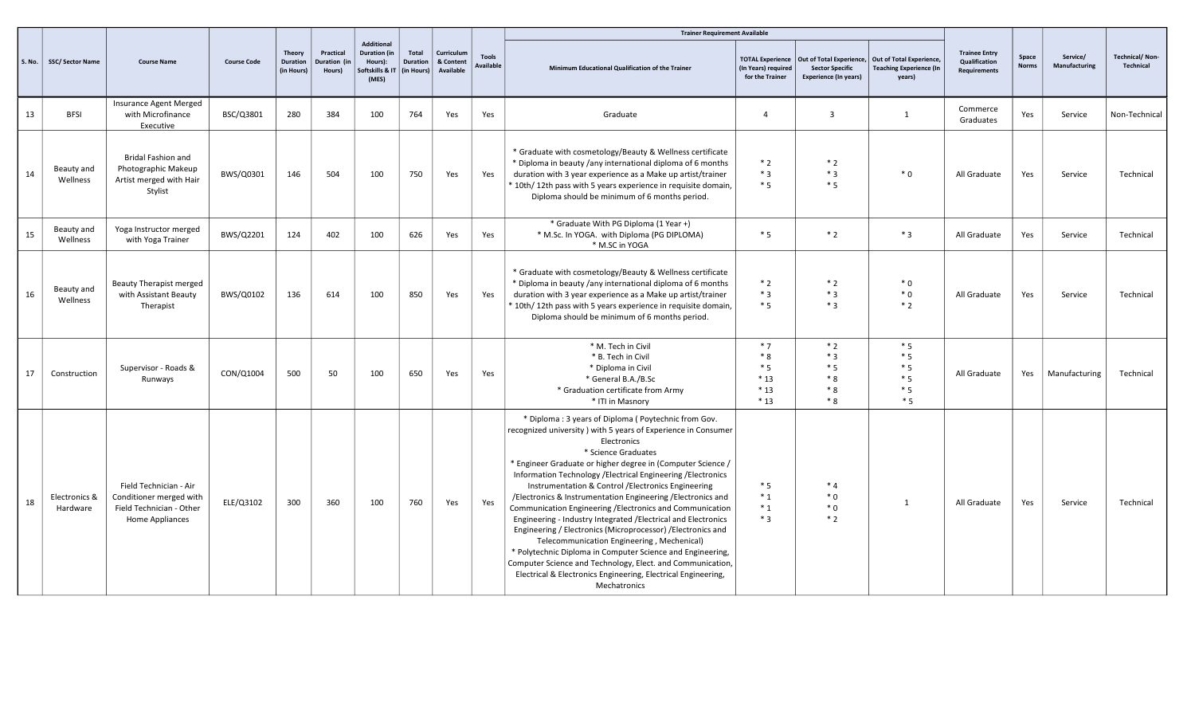| S. No. | SSC/ Sector Name | Course Name | Course Code | Theory Duration (in Hours) | Practical Duration (in Hours) | Additional Duration (in Hours): Softskills & IT (MES) | Total Duration (in Hours) | Curriculum & Content Available | Tools Available | Trainer Requirement Available | | | | Trainee Entry Qualification Requirements | Space Norms | Service/ Manufacturing | Technical/ Non-Technical |
|---|---|---|---|---|---|---|---|---|---|---|---|---|---|---|---|---|---|
| | | | | | | | | | | Minimum Educational Qualification of the Trainer | TOTAL Experience (In Years) required for the Trainer | Out of Total Experience, Sector Specific Experience (In years) | Out of Total Experience, Teaching Experience (In years) | | | | |
| 13 | BFSI | Insurance Agent Merged with Microfinance Executive | BSC/Q3801 | 280 | 384 | 100 | 764 | Yes | Yes | Graduate | 4 | 3 | 1 | Commerce Graduates | Yes | Service | Non-Technical |
| 14 | Beauty and Wellness | Bridal Fashion and Photographic Makeup Artist merged with Hair Stylist | BWS/Q0301 | 146 | 504 | 100 | 750 | Yes | Yes | * Graduate with cosmetology/Beauty & Wellness certificate<br>* Diploma in beauty /any international diploma of 6 months duration with 3 year experience as a Make up artist/trainer<br>* 10th/ 12th pass with 5 years experience in requisite domain, Diploma should be minimum of 6 months period. | * 2<br>* 3<br>* 5 | * 2<br>* 3<br>* 5 | * 0 | All Graduate | Yes | Service | Technical |
| 15 | Beauty and Wellness | Yoga Instructor merged with Yoga Trainer | BWS/Q2201 | 124 | 402 | 100 | 626 | Yes | Yes | * Graduate With PG Diploma (1 Year +)<br>* M.Sc. In YOGA. with Diploma (PG DIPLOMA)<br>* M.SC in YOGA | * 5 | * 2 | * 3 | All Graduate | Yes | Service | Technical |
| 16 | Beauty and Wellness | Beauty Therapist merged with Assistant Beauty Therapist | BWS/Q0102 | 136 | 614 | 100 | 850 | Yes | Yes | * Graduate with cosmetology/Beauty & Wellness certificate<br>* Diploma in beauty /any international diploma of 6 months duration with 3 year experience as a Make up artist/trainer<br>* 10th/ 12th pass with 5 years experience in requisite domain, Diploma should be minimum of 6 months period. | * 2<br>* 3<br>* 5 | * 2<br>* 3<br>* 3 | * 0<br>* 0<br>* 2 | All Graduate | Yes | Service | Technical |
| 17 | Construction | Supervisor - Roads & Runways | CON/Q1004 | 500 | 50 | 100 | 650 | Yes | Yes | * M. Tech in Civil<br>* B. Tech in Civil<br>* Diploma in Civil<br>* General B.A./B.Sc<br>* Graduation certificate from Army<br>* ITI in Masnory | * 7<br>* 8<br>* 5<br>* 13<br>* 13<br>* 13 | * 2<br>* 3<br>* 5<br>* 8<br>* 8<br>* 8 | * 5<br>* 5<br>* 5<br>* 5<br>* 5<br>* 5 | All Graduate | Yes | Manufacturing | Technical |
| 18 | Electronics & Hardware | Field Technician - Air Conditioner merged with Field Technician - Other Home Appliances | ELE/Q3102 | 300 | 360 | 100 | 760 | Yes | Yes | * Diploma : 3 years of Diploma ( Poytechnic from Gov. recognized university ) with 5 years of Experience in Consumer Electronics<br>* Science Graduates<br>* Engineer Graduate or higher degree in (Computer Science / Information Technology /Electrical Engineering /Electronics Instrumentation & Control /Electronics Engineering /Electronics & Instrumentation Engineering /Electronics and Communication Engineering /Electronics and Communication Engineering - Industry Integrated /Electrical and Electronics Engineering / Electronics (Microprocessor) /Electronics and Telecommunication Engineering , Mechenical)<br>* Polytechnic Diploma in Computer Science and Engineering, Computer Science and Technology, Elect. and Communication, Electrical & Electronics Engineering, Electrical Engineering, Mechatronics | * 5<br>* 1<br>* 1<br>* 3 | * 4<br>* 0<br>* 0<br>* 2 | 1 | All Graduate | Yes | Service | Technical |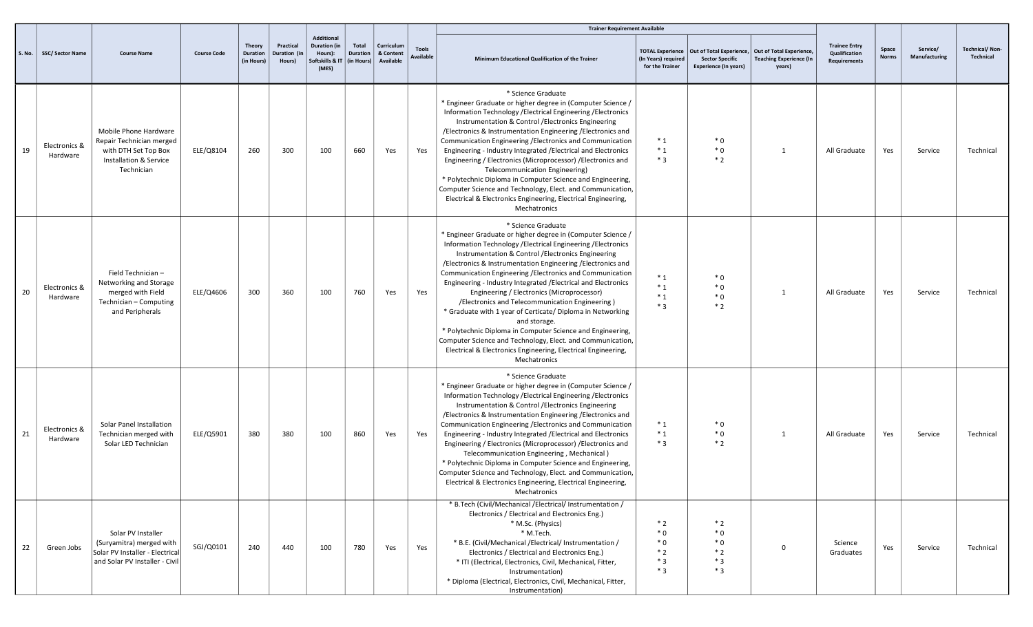| S. No. | SSC/ Sector Name | Course Name | Course Code | Theory Duration (in Hours) | Practical Duration (in Hours) | Additional Duration (in Hours): Softskills & IT (MES) | Total Duration (in Hours) | Curriculum & Content Available | Tools Available | Trainer Requirement Available | | | | Trainee Entry Qualification Requirements | Space Norms | Service/ Manufacturing | Technical/ Non-Technical |
|---|---|---|---|---|---|---|---|---|---|---|---|---|---|---|---|---|---|
| | | | | | | | | | | Minimum Educational Qualification of the Trainer | TOTAL Experience (In Years) required for the Trainer | Out of Total Experience, Sector Specific Experience (In years) | Out of Total Experience, Teaching Experience (In years) | | | | |
| 19 | Electronics & Hardware | Mobile Phone Hardware Repair Technician merged with DTH Set Top Box Installation & Service Technician | ELE/Q8104 | 260 | 300 | 100 | 660 | Yes | Yes | * Science Graduate<br>* Engineer Graduate or higher degree in (Computer Science / Information Technology /Electrical Engineering /Electronics Instrumentation & Control /Electronics Engineering /Electronics & Instrumentation Engineering /Electronics and Communication Engineering /Electronics and Communication Engineering - Industry Integrated /Electrical and Electronics Engineering / Electronics (Microprocessor) /Electronics and Telecommunication Engineering)<br>* Polytechnic Diploma in Computer Science and Engineering, Computer Science and Technology, Elect. and Communication, Electrical & Electronics Engineering, Electrical Engineering, Mechatronics | * 1<br>* 1<br>* 3 | * 0<br>* 0<br>* 2 | 1 | All Graduate | Yes | Service | Technical |
| 20 | Electronics & Hardware | Field Technician – Networking and Storage merged with Field Technician – Computing and Peripherals | ELE/Q4606 | 300 | 360 | 100 | 760 | Yes | Yes | * Science Graduate<br>* Engineer Graduate or higher degree in (Computer Science / Information Technology /Electrical Engineering /Electronics Instrumentation & Control /Electronics Engineering /Electronics & Instrumentation Engineering /Electronics and Communication Engineering /Electronics and Communication Engineering - Industry Integrated /Electrical and Electronics Engineering / Electronics (Microprocessor) /Electronics and Telecommunication Engineering )<br>* Graduate with 1 year of Certicate/ Diploma in Networking and storage.<br>* Polytechnic Diploma in Computer Science and Engineering, Computer Science and Technology, Elect. and Communication, Electrical & Electronics Engineering, Electrical Engineering, Mechatronics | * 1<br>* 1<br>* 1<br>* 3 | * 0<br>* 0<br>* 0<br>* 2 | 1 | All Graduate | Yes | Service | Technical |
| 21 | Electronics & Hardware | Solar Panel Installation Technician merged with Solar LED Technician | ELE/Q5901 | 380 | 380 | 100 | 860 | Yes | Yes | * Science Graduate<br>* Engineer Graduate or higher degree in (Computer Science / Information Technology /Electrical Engineering /Electronics Instrumentation & Control /Electronics Engineering /Electronics & Instrumentation Engineering /Electronics and Communication Engineering /Electronics and Communication Engineering - Industry Integrated /Electrical and Electronics Engineering / Electronics (Microprocessor) /Electronics and Telecommunication Engineering , Mechanical )<br>* Polytechnic Diploma in Computer Science and Engineering, Computer Science and Technology, Elect. and Communication, Electrical & Electronics Engineering, Electrical Engineering, Mechatronics | * 1<br>* 1<br>* 3 | * 0<br>* 0<br>* 2 | 1 | All Graduate | Yes | Service | Technical |
| 22 | Green Jobs | Solar PV Installer (Suryamitra) merged with Solar PV Installer - Electrical and Solar PV Installer - Civil | SGJ/Q0101 | 240 | 440 | 100 | 780 | Yes | Yes | * B.Tech (Civil/Mechanical /Electrical/ Instrumentation / Electronics / Electrical and Electronics Eng.)<br>* M.Sc. (Physics)<br>* M.Tech.<br>* B.E. (Civil/Mechanical /Electrical/ Instrumentation / Electronics / Electrical and Electronics Eng.)<br>* ITI (Electrical, Electronics, Civil, Mechanical, Fitter, Instrumentation)<br>* Diploma (Electrical, Electronics, Civil, Mechanical, Fitter, Instrumentation) | * 2<br>* 0<br>* 0<br>* 2<br>* 3<br>* 3 | * 2<br>* 0<br>* 0<br>* 2<br>* 3<br>* 3 | 0 | Science Graduates | Yes | Service | Technical |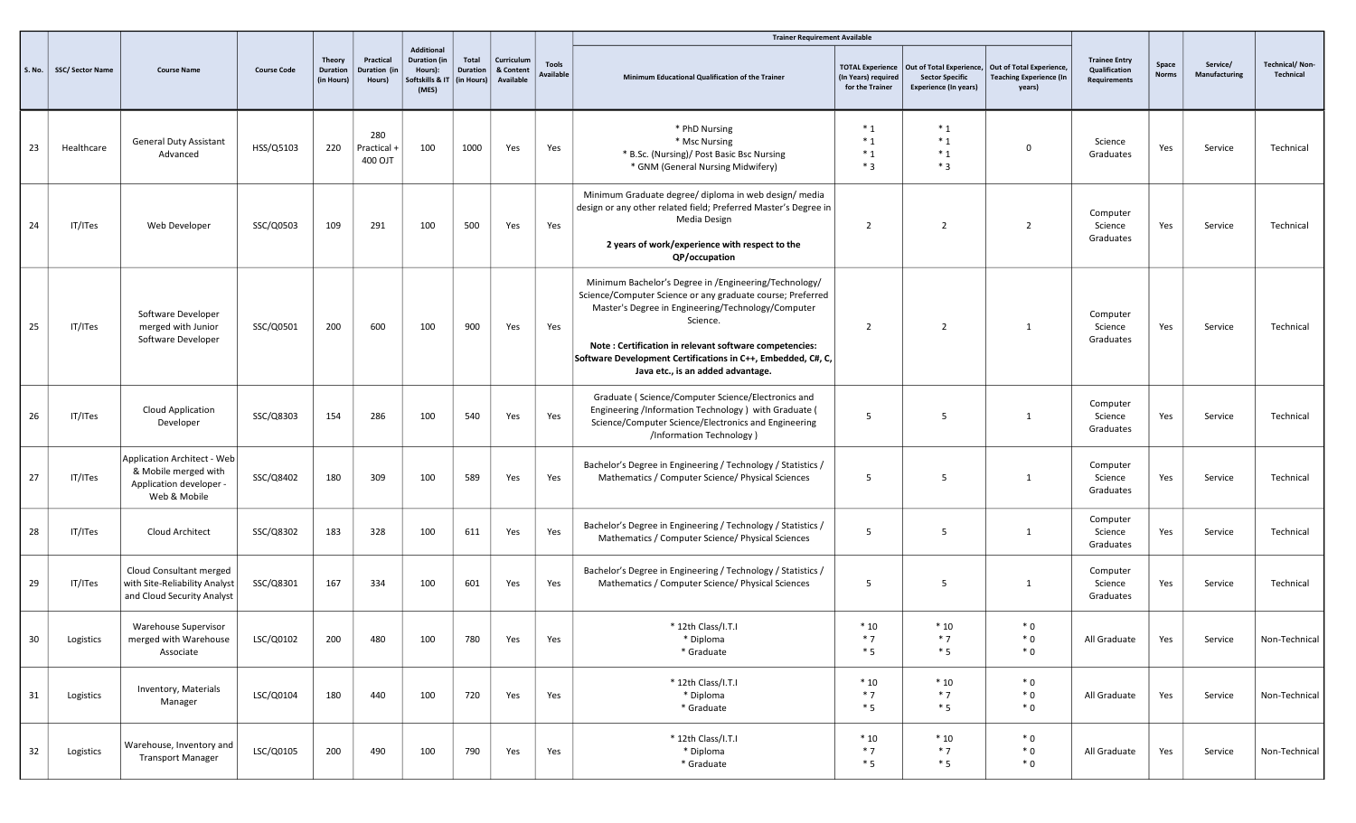| S. No. | SSC/ Sector Name | Course Name | Course Code | Theory Duration (in Hours) | Practical Duration (in Hours) | Additional Duration (in Hours): Softskills & IT (MES) | Total Duration (in Hours) | Curriculum & Content Available | Tools Available | Trainer Requirement Available | | | | Trainee Entry Qualification Requirements | Space Norms | Service/ Manufacturing | Technical/ Non-Technical |
|---|---|---|---|---|---|---|---|---|---|---|---|---|---|---|---|---|---|
| | | | | | | | | | | Minimum Educational Qualification of the Trainer | TOTAL Experience (In Years) required for the Trainer | Out of Total Experience, Sector Specific Experience (In years) | Out of Total Experience, Teaching Experience (In years) | | | | |
| 23 | Healthcare | General Duty Assistant Advanced | HSS/Q5103 | 220 | 280 Practical + 400 OJT | 100 | 1000 | Yes | Yes | * PhD Nursing<br>* Msc Nursing<br>* B.Sc. (Nursing)/ Post Basic Bsc Nursing<br>* GNM (General Nursing Midwifery) | * 1<br>* 1<br>* 1<br>* 3 | * 1<br>* 1<br>* 1<br>* 3 | 0 | Science Graduates | Yes | Service | Technical |
| 24 | IT/ITes | Web Developer | SSC/Q0503 | 109 | 291 | 100 | 500 | Yes | Yes | Minimum Graduate degree/ diploma in web design/ media design or any other related field; Preferred Master's Degree in Media Design<br><br>**2 years of work/experience with respect to the QP/occupation** | 2 | 2 | 2 | Computer Science Graduates | Yes | Service | Technical |
| 25 | IT/ITes | Software Developer merged with Junior Software Developer | SSC/Q0501 | 200 | 600 | 100 | 900 | Yes | Yes | Minimum Bachelor's Degree in /Engineering/Technology/ Science/Computer Science or any graduate course; Preferred Master's Degree in Engineering/Technology/Computer Science.<br><br>**Note : Certification in relevant software competencies: Software Development Certifications in C++, Embedded, C#, C, Java etc., is an added advantage.** | 2 | 2 | 1 | Computer Science Graduates | Yes | Service | Technical |
| 26 | IT/ITes | Cloud Application Developer | SSC/Q8303 | 154 | 286 | 100 | 540 | Yes | Yes | Graduate ( Science/Computer Science/Electronics and Engineering /Information Technology ) with Graduate ( Science/Computer Science/Electronics and Engineering /Information Technology ) | 5 | 5 | 1 | Computer Science Graduates | Yes | Service | Technical |
| 27 | IT/ITes | Application Architect - Web & Mobile merged with Application developer - Web & Mobile | SSC/Q8402 | 180 | 309 | 100 | 589 | Yes | Yes | Bachelor's Degree in Engineering / Technology / Statistics / Mathematics / Computer Science/ Physical Sciences | 5 | 5 | 1 | Computer Science Graduates | Yes | Service | Technical |
| 28 | IT/ITes | Cloud Architect | SSC/Q8302 | 183 | 328 | 100 | 611 | Yes | Yes | Bachelor's Degree in Engineering / Technology / Statistics / Mathematics / Computer Science/ Physical Sciences | 5 | 5 | 1 | Computer Science Graduates | Yes | Service | Technical |
| 29 | IT/ITes | Cloud Consultant merged with Site-Reliability Analyst and Cloud Security Analyst | SSC/Q8301 | 167 | 334 | 100 | 601 | Yes | Yes | Bachelor's Degree in Engineering / Technology / Statistics / Mathematics / Computer Science/ Physical Sciences | 5 | 5 | 1 | Computer Science Graduates | Yes | Service | Technical |
| 30 | Logistics | Warehouse Supervisor merged with Warehouse Associate | LSC/Q0102 | 200 | 480 | 100 | 780 | Yes | Yes | * 12th Class/I.T.I<br>* Diploma<br>* Graduate | * 10<br>* 7<br>* 5 | * 10<br>* 7<br>* 5 | * 0<br>* 0<br>* 0 | All Graduate | Yes | Service | Non-Technical |
| 31 | Logistics | Inventory, Materials Manager | LSC/Q0104 | 180 | 440 | 100 | 720 | Yes | Yes | * 12th Class/I.T.I<br>* Diploma<br>* Graduate | * 10<br>* 7<br>* 5 | * 10<br>* 7<br>* 5 | * 0<br>* 0<br>* 0 | All Graduate | Yes | Service | Non-Technical |
| 32 | Logistics | Warehouse, Inventory and Transport Manager | LSC/Q0105 | 200 | 490 | 100 | 790 | Yes | Yes | * 12th Class/I.T.I<br>* Diploma<br>* Graduate | * 10<br>* 7<br>* 5 | * 10<br>* 7<br>* 5 | * 0<br>* 0<br>* 0 | All Graduate | Yes | Service | Non-Technical |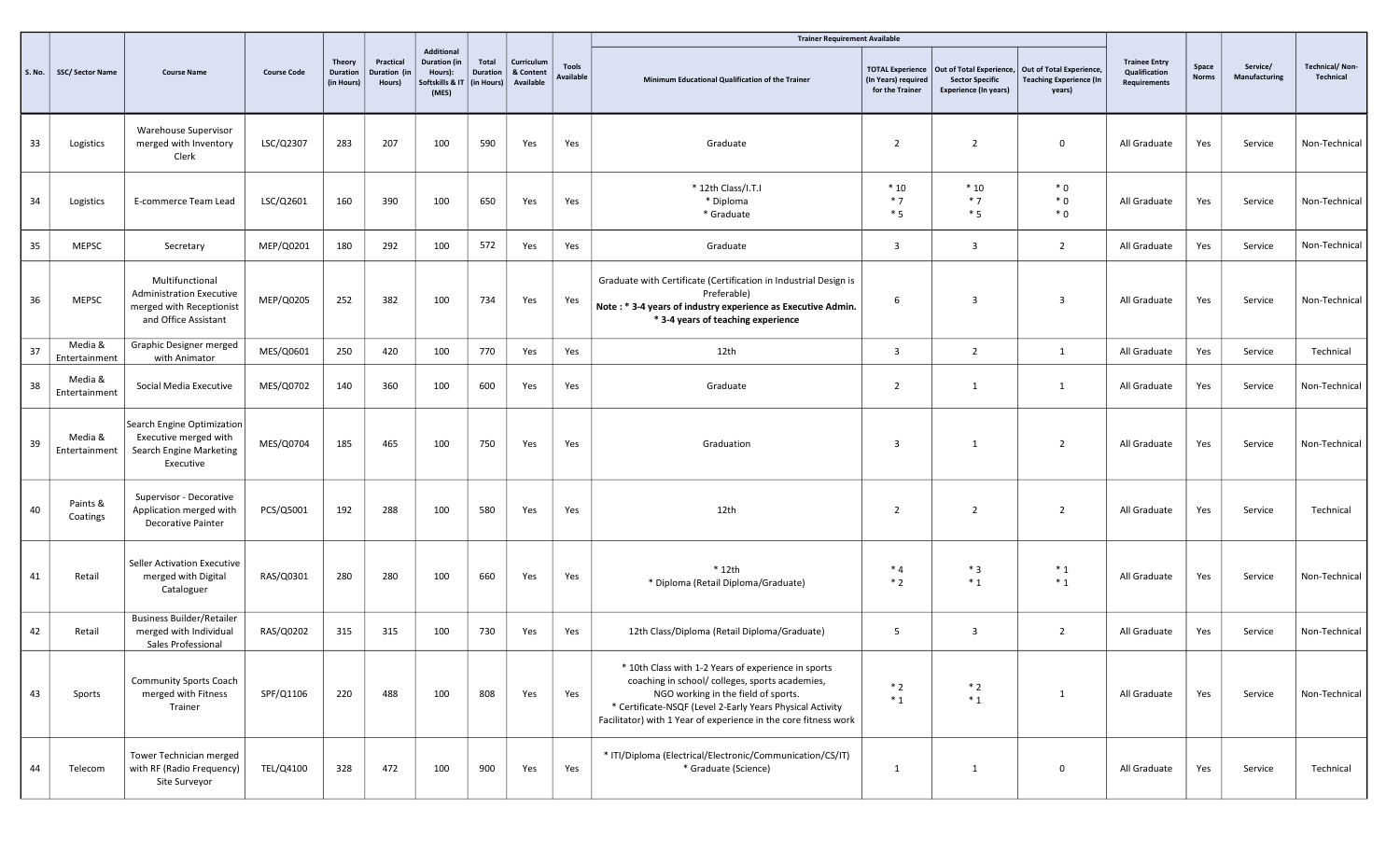| S. No. | SSC/ Sector Name | Course Name | Course Code | Theory Duration (in Hours) | Practical Duration (in Hours) | Additional Duration (in Hours): Softskills & IT (MES) | Total Duration (in Hours) | Curriculum & Content Available | Tools Available | Trainer Requirement Available | | | | Trainee Entry Qualification Requirements | Space Norms | Service/ Manufacturing | Technical/ Non-Technical |
|---|---|---|---|---|---|---|---|---|---|---|---|---|---|---|---|---|---|
| | | | | | | | | | | Minimum Educational Qualification of the Trainer | TOTAL Experience (In Years) required for the Trainer | Out of Total Experience, Sector Specific Experience (In years) | Out of Total Experience, Teaching Experience (In years) | | | | |
| 33 | Logistics | Warehouse Supervisor merged with Inventory Clerk | LSC/Q2307 | 283 | 207 | 100 | 590 | Yes | Yes | Graduate | 2 | 2 | 0 | All Graduate | Yes | Service | Non-Technical |
| 34 | Logistics | E-commerce Team Lead | LSC/Q2601 | 160 | 390 | 100 | 650 | Yes | Yes | * 12th Class/I.T.I<br>* Diploma<br>* Graduate | * 10<br>* 7<br>* 5 | * 10<br>* 7<br>* 5 | * 0<br>* 0<br>* 0 | All Graduate | Yes | Service | Non-Technical |
| 35 | MEPSC | Secretary | MEP/Q0201 | 180 | 292 | 100 | 572 | Yes | Yes | Graduate | 3 | 3 | 2 | All Graduate | Yes | Service | Non-Technical |
| 36 | MEPSC | Multifunctional Administration Executive merged with Receptionist and Office Assistant | MEP/Q0205 | 252 | 382 | 100 | 734 | Yes | Yes | Graduate with Certificate (Certification in Industrial Design is Preferable)<br>**Note : * 3-4 years of industry experience as Executive Admin.**<br>**\* 3-4 years of teaching experience** | 6 | 3 | 3 | All Graduate | Yes | Service | Non-Technical |
| 37 | Media & Entertainment | Graphic Designer merged with Animator | MES/Q0601 | 250 | 420 | 100 | 770 | Yes | Yes | 12th | 3 | 2 | 1 | All Graduate | Yes | Service | Technical |
| 38 | Media & Entertainment | Social Media Executive | MES/Q0702 | 140 | 360 | 100 | 600 | Yes | Yes | Graduate | 2 | 1 | 1 | All Graduate | Yes | Service | Non-Technical |
| 39 | Media & Entertainment | Search Engine Optimization Executive merged with Search Engine Marketing Executive | MES/Q0704 | 185 | 465 | 100 | 750 | Yes | Yes | Graduation | 3 | 1 | 2 | All Graduate | Yes | Service | Non-Technical |
| 40 | Paints & Coatings | Supervisor - Decorative Application merged with Decorative Painter | PCS/Q5001 | 192 | 288 | 100 | 580 | Yes | Yes | 12th | 2 | 2 | 2 | All Graduate | Yes | Service | Technical |
| 41 | Retail | Seller Activation Executive merged with Digital Cataloguer | RAS/Q0301 | 280 | 280 | 100 | 660 | Yes | Yes | * 12th<br>* Diploma (Retail Diploma/Graduate) | * 4<br>* 2 | * 3<br>* 1 | * 1<br>* 1 | All Graduate | Yes | Service | Non-Technical |
| 42 | Retail | Business Builder/Retailer merged with Individual Sales Professional | RAS/Q0202 | 315 | 315 | 100 | 730 | Yes | Yes | 12th Class/Diploma (Retail Diploma/Graduate) | 5 | 3 | 2 | All Graduate | Yes | Service | Non-Technical |
| 43 | Sports | Community Sports Coach merged with Fitness Trainer | SPF/Q1106 | 220 | 488 | 100 | 808 | Yes | Yes | * 10th Class with 1-2 Years of experience in sports coaching in school/ colleges, sports academies, NGO working in the field of sports.<br>* Certificate-NSQF (Level 2-Early Years Physical Activity Facilitator) with 1 Year of experience in the core fitness work | * 2<br>* 1 | * 2<br>* 1 | 1 | All Graduate | Yes | Service | Non-Technical |
| 44 | Telecom | Tower Technician merged with RF (Radio Frequency) Site Surveyor | TEL/Q4100 | 328 | 472 | 100 | 900 | Yes | Yes | * ITI/Diploma (Electrical/Electronic/Communication/CS/IT)<br>* Graduate (Science) | 1 | 1 | 0 | All Graduate | Yes | Service | Technical |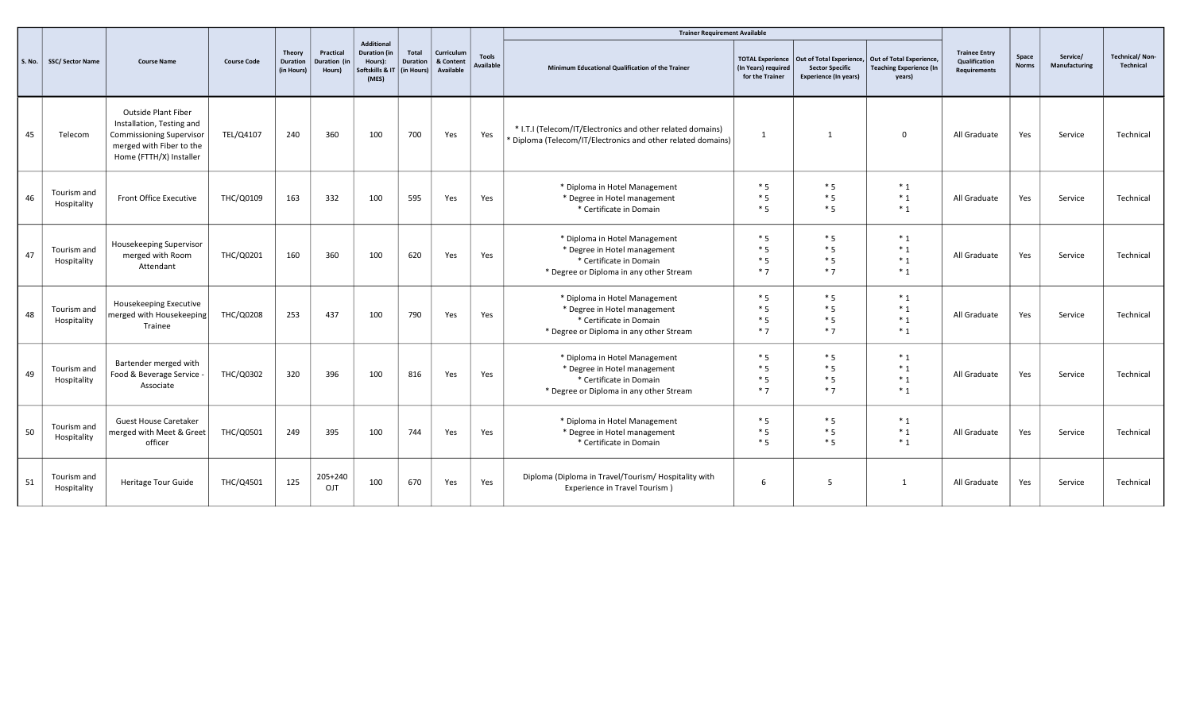| S. No. | SSC/ Sector Name | Course Name | Course Code | Theory Duration (in Hours) | Practical Duration (in Hours) | Additional Duration (in Hours): Softskills & IT (MES) | Total Duration (in Hours) | Curriculum & Content Available | Tools Available | Trainer Requirement Available | | | | Trainee Entry Qualification Requirements | Space Norms | Service/ Manufacturing | Technical/ Non-Technical |
|---|---|---|---|---|---|---|---|---|---|---|---|---|---|---|---|---|---|
| | | | | | | | | | | Minimum Educational Qualification of the Trainer | TOTAL Experience (In Years) required for the Trainer | Out of Total Experience, Sector Specific Experience (In years) | Out of Total Experience, Teaching Experience (In years) | | | | |
| 45 | Telecom | Outside Plant Fiber Installation, Testing and Commissioning Supervisor merged with Fiber to the Home (FTTH/X) Installer | TEL/Q4107 | 240 | 360 | 100 | 700 | Yes | Yes | * I.T.I (Telecom/IT/Electronics and other related domains)<br>* Diploma (Telecom/IT/Electronics and other related domains) | 1 | 1 | 0 | All Graduate | Yes | Service | Technical |
| 46 | Tourism and Hospitality | Front Office Executive | THC/Q0109 | 163 | 332 | 100 | 595 | Yes | Yes | * Diploma in Hotel Management<br>* Degree in Hotel management<br>* Certificate in Domain | * 5<br>* 5<br>* 5 | * 5<br>* 5<br>* 5 | * 1<br>* 1<br>* 1 | All Graduate | Yes | Service | Technical |
| 47 | Tourism and Hospitality | Housekeeping Supervisor merged with Room Attendant | THC/Q0201 | 160 | 360 | 100 | 620 | Yes | Yes | * Diploma in Hotel Management<br>* Degree in Hotel management<br>* Certificate in Domain<br>* Degree or Diploma in any other Stream | * 5<br>* 5<br>* 5<br>* 7 | * 5<br>* 5<br>* 5<br>* 7 | * 1<br>* 1<br>* 1<br>* 1 | All Graduate | Yes | Service | Technical |
| 48 | Tourism and Hospitality | Housekeeping Executive merged with Housekeeping Trainee | THC/Q0208 | 253 | 437 | 100 | 790 | Yes | Yes | * Diploma in Hotel Management<br>* Degree in Hotel management<br>* Certificate in Domain<br>* Degree or Diploma in any other Stream | * 5<br>* 5<br>* 5<br>* 7 | * 5<br>* 5<br>* 5<br>* 7 | * 1<br>* 1<br>* 1<br>* 1 | All Graduate | Yes | Service | Technical |
| 49 | Tourism and Hospitality | Bartender merged with Food & Beverage Service - Associate | THC/Q0302 | 320 | 396 | 100 | 816 | Yes | Yes | * Diploma in Hotel Management<br>* Degree in Hotel management<br>* Certificate in Domain<br>* Degree or Diploma in any other Stream | * 5<br>* 5<br>* 5<br>* 7 | * 5<br>* 5<br>* 5<br>* 7 | * 1<br>* 1<br>* 1<br>* 1 | All Graduate | Yes | Service | Technical |
| 50 | Tourism and Hospitality | Guest House Caretaker merged with Meet & Greet officer | THC/Q0501 | 249 | 395 | 100 | 744 | Yes | Yes | * Diploma in Hotel Management<br>* Degree in Hotel management<br>* Certificate in Domain | * 5<br>* 5<br>* 5 | * 5<br>* 5<br>* 5 | * 1<br>* 1<br>* 1 | All Graduate | Yes | Service | Technical |
| 51 | Tourism and Hospitality | Heritage Tour Guide | THC/Q4501 | 125 | 205+240 OJT | 100 | 670 | Yes | Yes | Diploma (Diploma in Travel/Tourism/ Hospitality with Experience in Travel Tourism ) | 6 | 5 | 1 | All Graduate | Yes | Service | Technical |